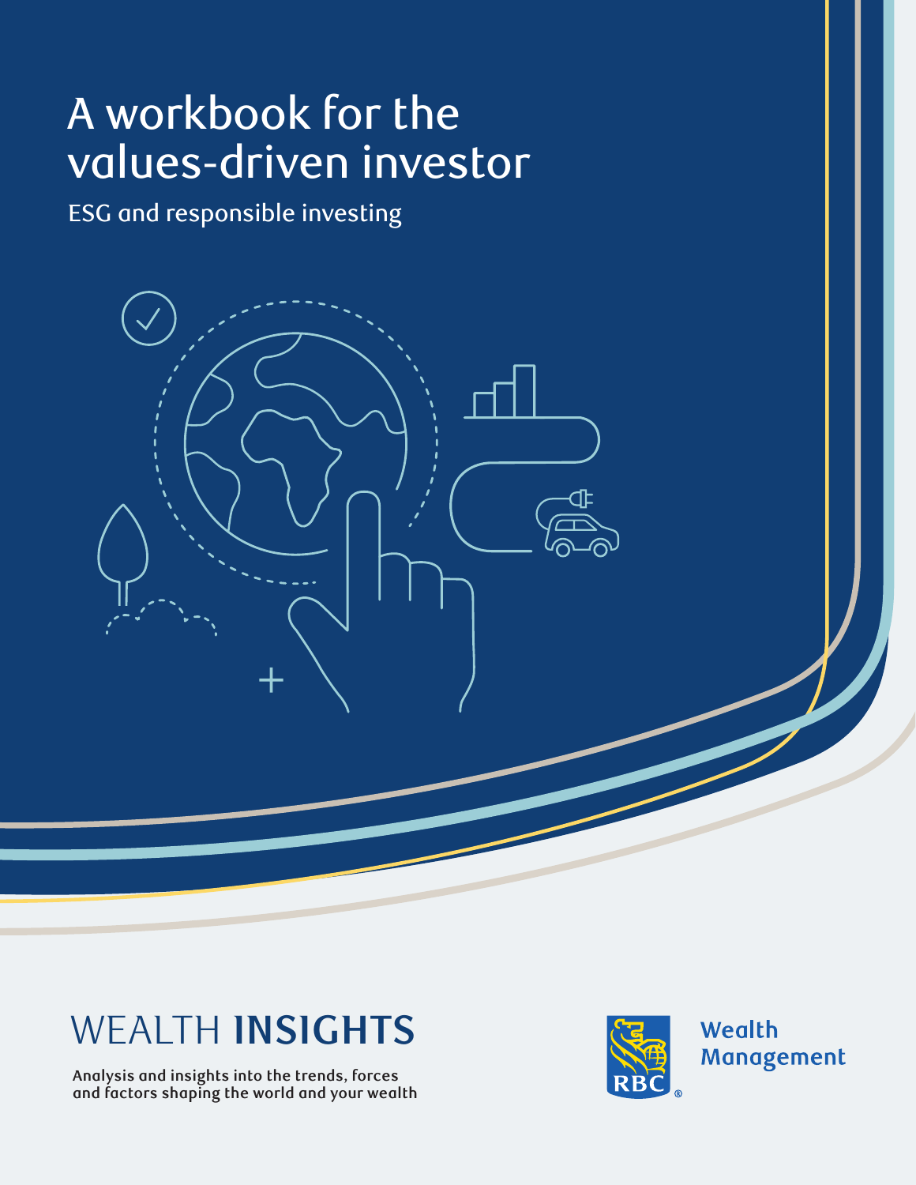# A workbook for the values-driven investor

ESG and responsible investing

WEALTH **INSIGHTS**

Analysis and insights into the trends, forces and factors shaping the world and your wealth

RBC Wealth Management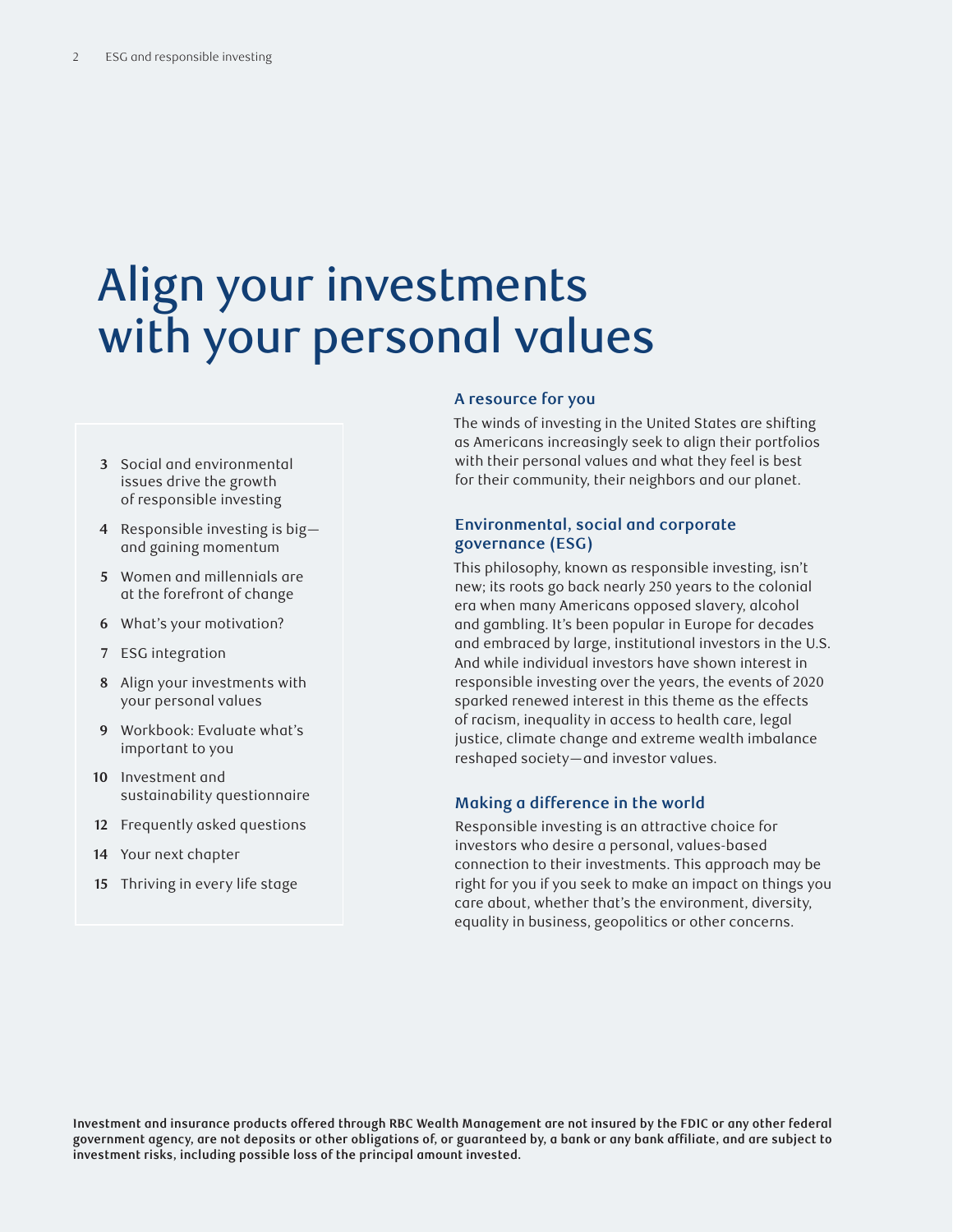# Align your investments with your personal values

- **3** Social and environmental issues drive the growth of responsible investing
- **4** Responsible investing is big—and gaining momentum
- **5** Women and millennials are at the forefront of change
- **6** What's your motivation?
- **7** ESG integration
- **8** Align your investments with your personal values
- **9** Workbook: Evaluate what's important to you
- **10** Investment and sustainability questionnaire
- **12** Frequently asked questions
- **14** Your next chapter
- **15** Thriving in every life stage

### A resource for you

The winds of investing in the United States are shifting as Americans increasingly seek to align their portfolios with their personal values and what they feel is best for their community, their neighbors and our planet.

### Environmental, social and corporate governance (ESG)

This philosophy, known as responsible investing, isn't new; its roots go back nearly 250 years to the colonial era when many Americans opposed slavery, alcohol and gambling. It's been popular in Europe for decades and embraced by large, institutional investors in the U.S. And while individual investors have shown interest in responsible investing over the years, the events of 2020 sparked renewed interest in this theme as the effects of racism, inequality in access to health care, legal justice, climate change and extreme wealth imbalance reshaped society—and investor values.

### Making a difference in the world

Responsible investing is an attractive choice for investors who desire a personal, values-based connection to their investments. This approach may be right for you if you seek to make an impact on things you care about, whether that's the environment, diversity, equality in business, geopolitics or other concerns.

**Investment and insurance products offered through RBC Wealth Management are not insured by the FDIC or any other federal government agency, are not deposits or other obligations of, or guaranteed by, a bank or any bank affiliate, and are subject to investment risks, including possible loss of the principal amount invested.**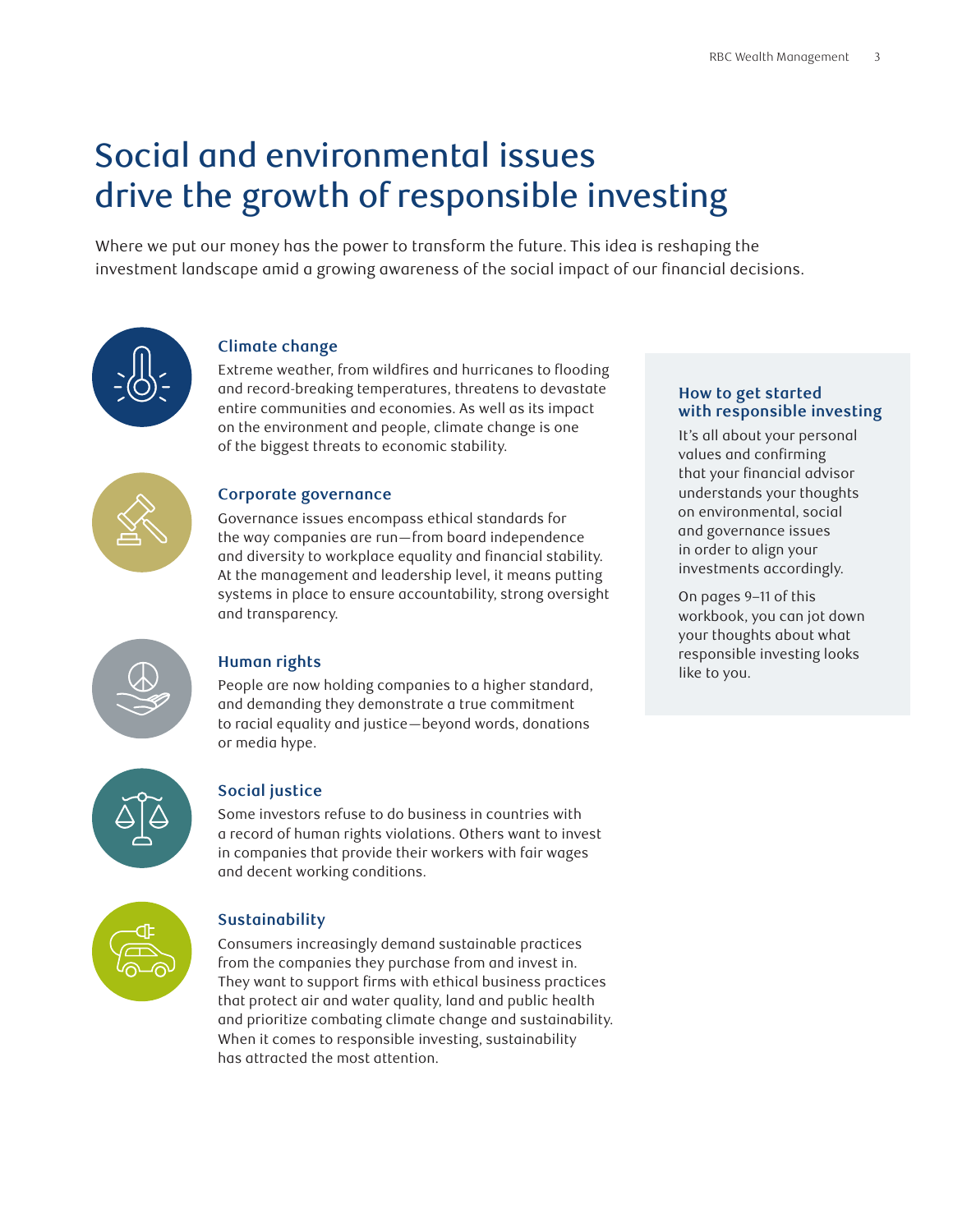# Social and environmental issues drive the growth of responsible investing

Where we put our money has the power to transform the future. This idea is reshaping the investment landscape amid a growing awareness of the social impact of our financial decisions.

### Climate change

Extreme weather, from wildfires and hurricanes to flooding and record-breaking temperatures, threatens to devastate entire communities and economies. As well as its impact on the environment and people, climate change is one of the biggest threats to economic stability.

### Corporate governance

Governance issues encompass ethical standards for the way companies are run—from board independence and diversity to workplace equality and financial stability. At the management and leadership level, it means putting systems in place to ensure accountability, strong oversight and transparency.

### Human rights

People are now holding companies to a higher standard, and demanding they demonstrate a true commitment to racial equality and justice—beyond words, donations or media hype.

### Social justice

Some investors refuse to do business in countries with a record of human rights violations. Others want to invest in companies that provide their workers with fair wages and decent working conditions.

### Sustainability

Consumers increasingly demand sustainable practices from the companies they purchase from and invest in. They want to support firms with ethical business practices that protect air and water quality, land and public health and prioritize combating climate change and sustainability. When it comes to responsible investing, sustainability has attracted the most attention.

### How to get started with responsible investing

It's all about your personal values and confirming that your financial advisor understands your thoughts on environmental, social and governance issues in order to align your investments accordingly.

On pages 9–11 of this workbook, you can jot down your thoughts about what responsible investing looks like to you.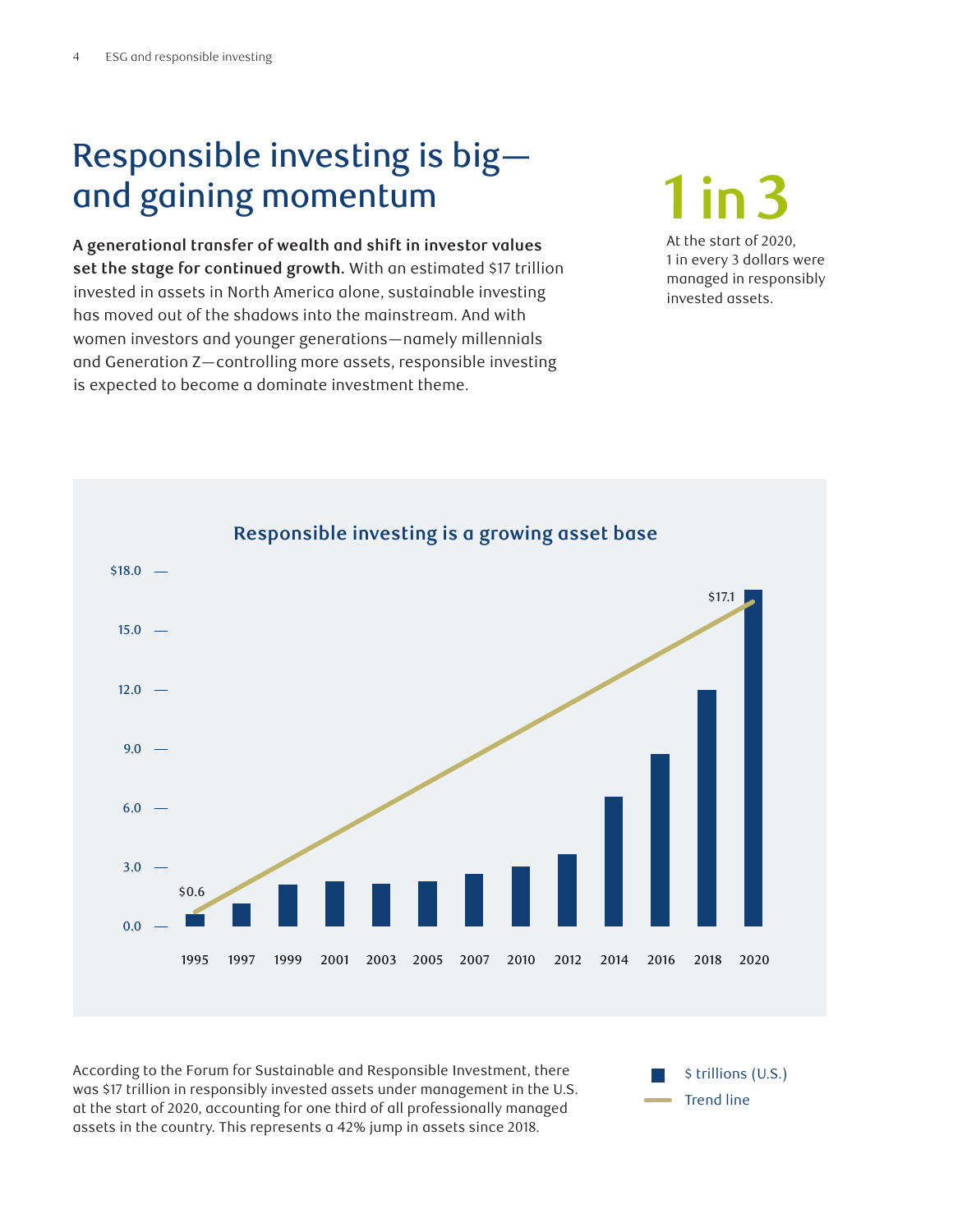# Responsible investing is big—and gaining momentum

**A generational transfer of wealth and shift in investor values set the stage for continued growth.** With an estimated $17 trillion invested in assets in North America alone, sustainable investing has moved out of the shadows into the mainstream. And with women investors and younger generations—namely millennials and Generation Z—controlling more assets, responsible investing is expected to become a dominate investment theme.

**1 in 3**

At the start of 2020, 1 in every 3 dollars were managed in responsibly invested assets.

## Responsible investing is a growing asset base

$18.0 — 15.0 — 12.0 — 9.0 — 6.0 — 3.0 — 0.0

$0.6 (1995) … $17.1 (2020)

1995 1997 1999 2001 2003 2005 2007 2010 2012 2014 2016 2018 2020

■ $ trillions (U.S.)
— Trend line

According to the Forum for Sustainable and Responsible Investment, there was $17 trillion in responsibly invested assets under management in the U.S. at the start of 2020, accounting for one third of all professionally managed assets in the country. This represents a 42% jump in assets since 2018.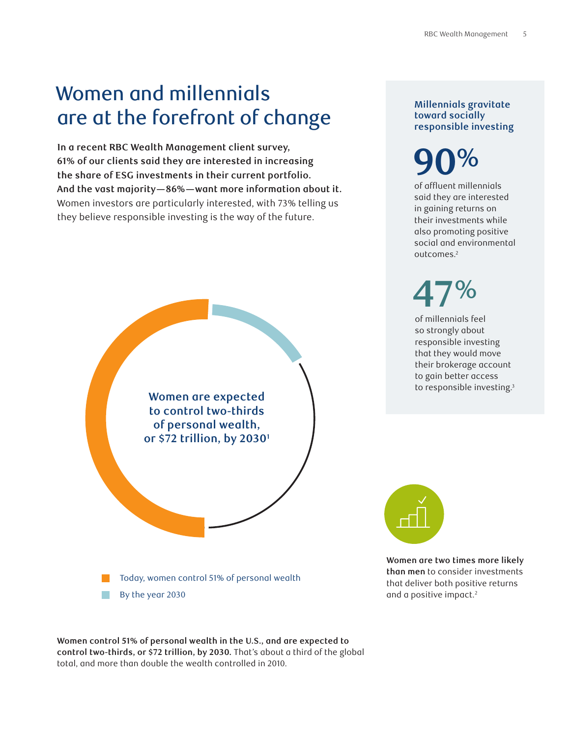# Women and millennials are at the forefront of change

**In a recent RBC Wealth Management client survey, 61% of our clients said they are interested in increasing the share of ESG investments in their current portfolio. And the vast majority—86%—want more information about it.** Women investors are particularly interested, with 73% telling us they believe responsible investing is the way of the future.

**Women are expected to control two-thirds of personal wealth, or $72 trillion, by 2030**[1]

- Today, women control 51% of personal wealth
- By the year 2030

**Women control 51% of personal wealth in the U.S., and are expected to control two-thirds, or $72 trillion, by 2030.** That's about a third of the global total, and more than double the wealth controlled in 2010.

### Millennials gravitate toward socially responsible investing

**90%**

of affluent millennials said they are interested in gaining returns on their investments while also promoting positive social and environmental outcomes.[2]

**47%**

of millennials feel so strongly about responsible investing that they would move their brokerage account to gain better access to responsible investing.[3]

**Women are two times more likely than men** to consider investments that deliver both positive returns and a positive impact.[2]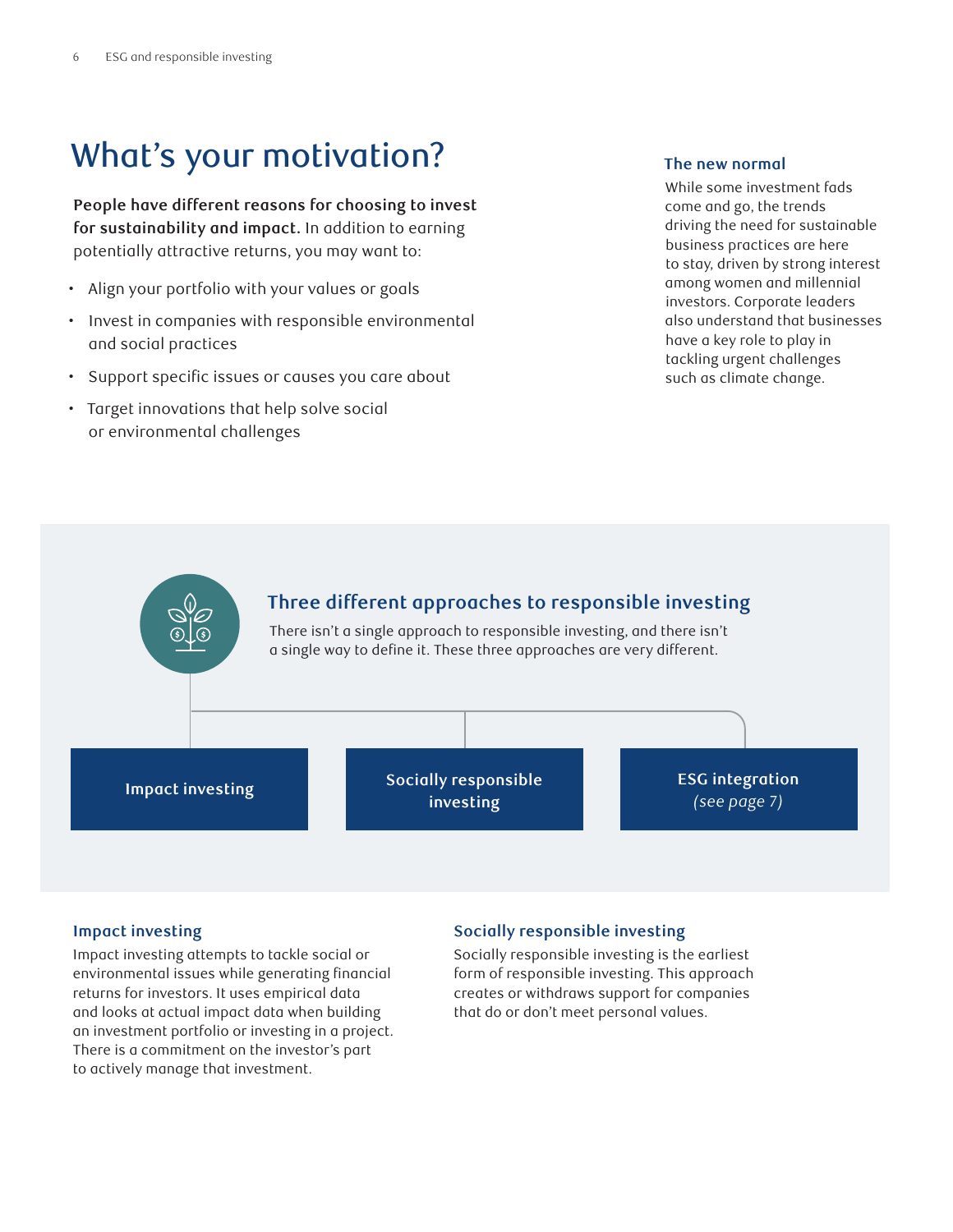# What's your motivation?

**People have different reasons for choosing to invest for sustainability and impact.** In addition to earning potentially attractive returns, you may want to:

- Align your portfolio with your values or goals
- Invest in companies with responsible environmental and social practices
- Support specific issues or causes you care about
- Target innovations that help solve social or environmental challenges

### The new normal

While some investment fads come and go, the trends driving the need for sustainable business practices are here to stay, driven by strong interest among women and millennial investors. Corporate leaders also understand that businesses have a key role to play in tackling urgent challenges such as climate change.

## Three different approaches to responsible investing

There isn't a single approach to responsible investing, and there isn't a single way to define it. These three approaches are very different.

- **Impact investing**
- **Socially responsible investing**
- **ESG integration** *(see page 7)*

### Impact investing

Impact investing attempts to tackle social or environmental issues while generating financial returns for investors. It uses empirical data and looks at actual impact data when building an investment portfolio or investing in a project. There is a commitment on the investor's part to actively manage that investment.

### Socially responsible investing

Socially responsible investing is the earliest form of responsible investing. This approach creates or withdraws support for companies that do or don't meet personal values.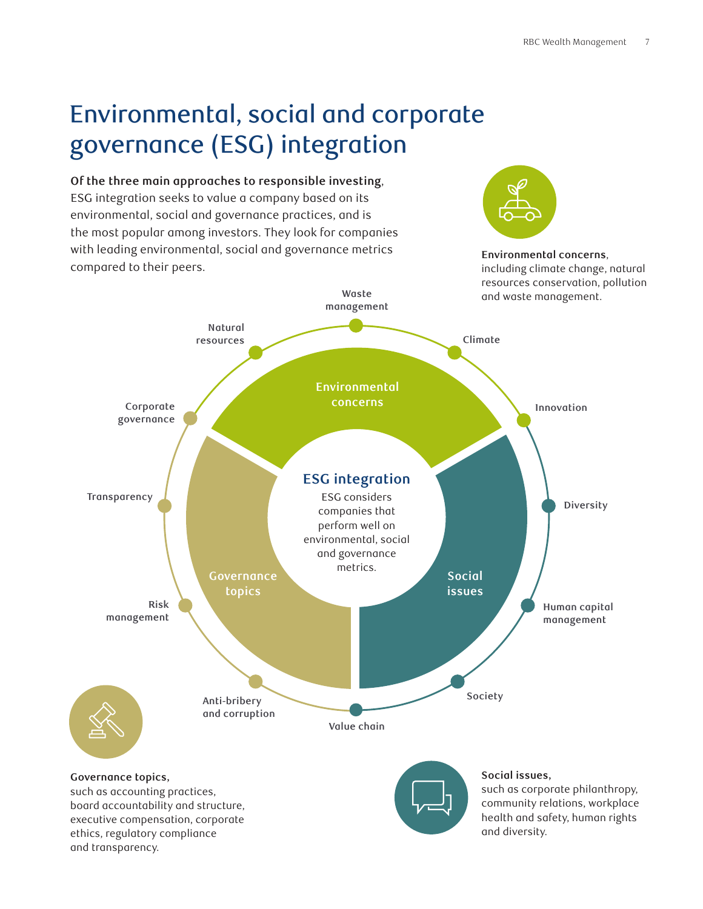# Environmental, social and corporate governance (ESG) integration

**Of the three main approaches to responsible investing**, ESG integration seeks to value a company based on its environmental, social and governance practices, and is the most popular among investors. They look for companies with leading environmental, social and governance metrics compared to their peers.

**Environmental concerns**, including climate change, natural resources conservation, pollution and waste management.

**ESG integration**

ESG considers companies that perform well on environmental, social and governance metrics.

**Environmental concerns**

- Waste management
- Climate
- Innovation
- Natural resources

**Social issues**

- Diversity
- Human capital management
- Society
- Value chain

**Governance topics**

- Corporate governance
- Transparency
- Risk management
- Anti-bribery and corruption

**Governance topics,** such as accounting practices, board accountability and structure, executive compensation, corporate ethics, regulatory compliance and transparency.

**Social issues,** such as corporate philanthropy, community relations, workplace health and safety, human rights and diversity.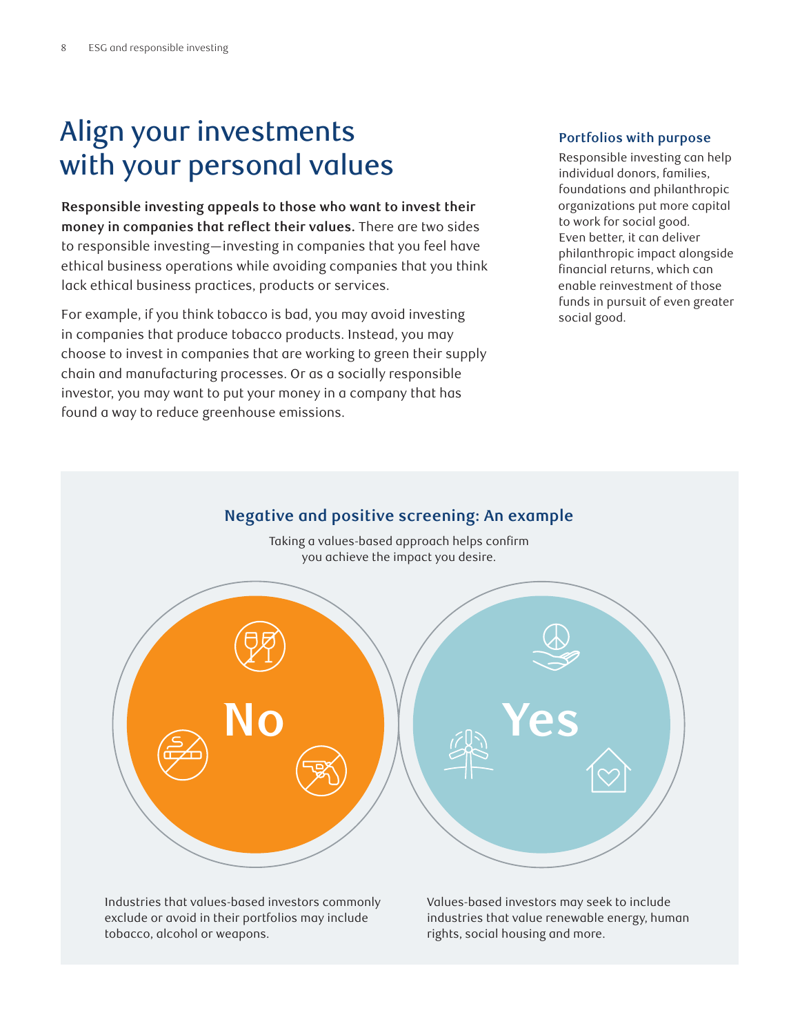# Align your investments with your personal values

**Responsible investing appeals to those who want to invest their money in companies that reflect their values.** There are two sides to responsible investing—investing in companies that you feel have ethical business operations while avoiding companies that you think lack ethical business practices, products or services.

For example, if you think tobacco is bad, you may avoid investing in companies that produce tobacco products. Instead, you may choose to invest in companies that are working to green their supply chain and manufacturing processes. Or as a socially responsible investor, you may want to put your money in a company that has found a way to reduce greenhouse emissions.

### Portfolios with purpose

Responsible investing can help individual donors, families, foundations and philanthropic organizations put more capital to work for social good. Even better, it can deliver philanthropic impact alongside financial returns, which can enable reinvestment of those funds in pursuit of even greater social good.

## Negative and positive screening: An example

Taking a values-based approach helps confirm you achieve the impact you desire.

**No**

Industries that values-based investors commonly exclude or avoid in their portfolios may include tobacco, alcohol or weapons.

**Yes**

Values-based investors may seek to include industries that value renewable energy, human rights, social housing and more.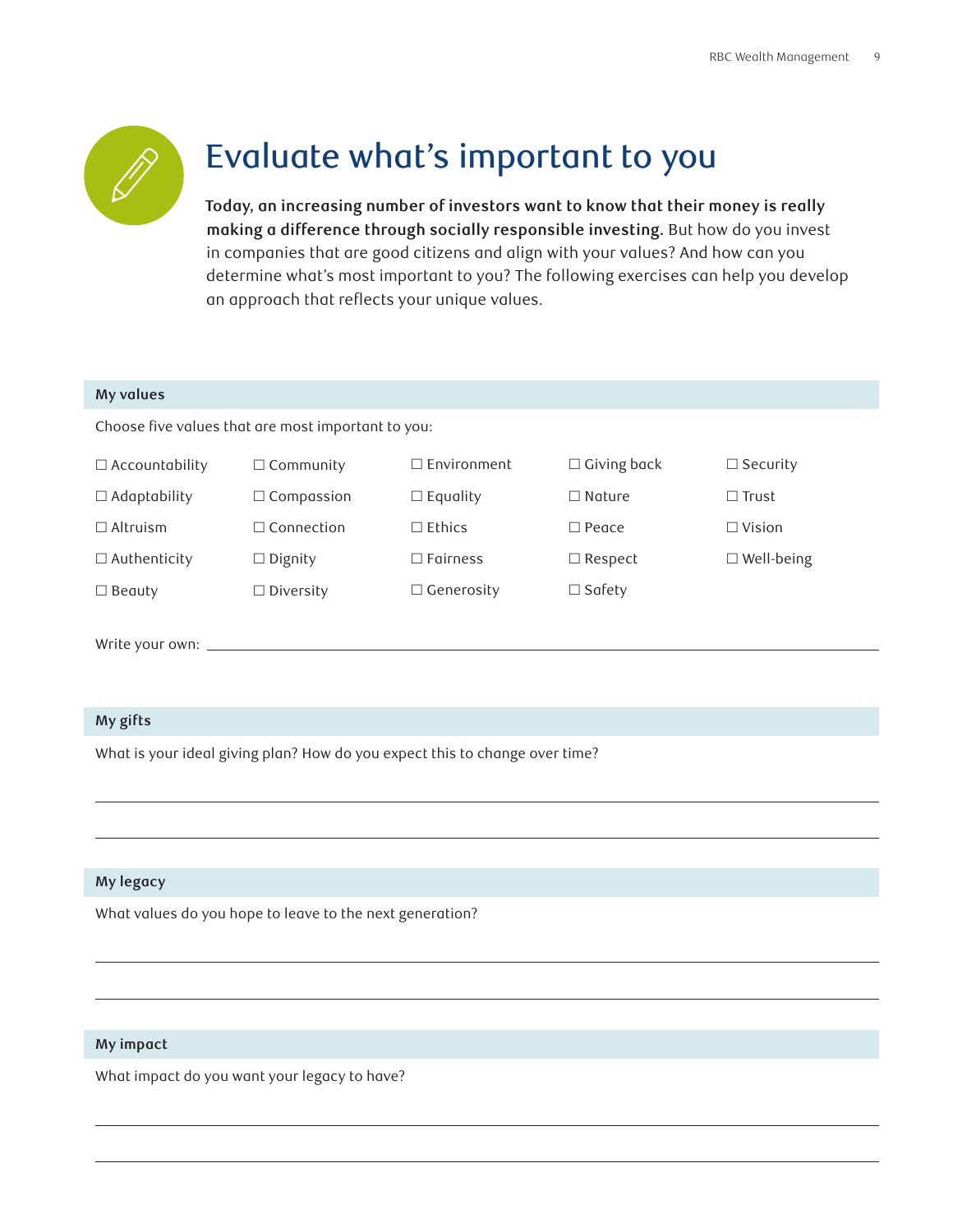# Evaluate what's important to you

**Today, an increasing number of investors want to know that their money is really making a difference through socially responsible investing.** But how do you invest in companies that are good citizens and align with your values? And how can you determine what's most important to you? The following exercises can help you develop an approach that reflects your unique values.

## My values

Choose five values that are most important to you:

| | | | | |
|---|---|---|---|---|
| ☐ Accountability | ☐ Community | ☐ Environment | ☐ Giving back | ☐ Security |
| ☐ Adaptability | ☐ Compassion | ☐ Equality | ☐ Nature | ☐ Trust |
| ☐ Altruism | ☐ Connection | ☐ Ethics | ☐ Peace | ☐ Vision |
| ☐ Authenticity | ☐ Dignity | ☐ Fairness | ☐ Respect | ☐ Well-being |
| ☐ Beauty | ☐ Diversity | ☐ Generosity | ☐ Safety | |

Write your own: ______________________________________________

## My gifts

What is your ideal giving plan? How do you expect this to change over time?

______________________________________________

______________________________________________

## My legacy

What values do you hope to leave to the next generation?

______________________________________________

______________________________________________

## My impact

What impact do you want your legacy to have?

______________________________________________

______________________________________________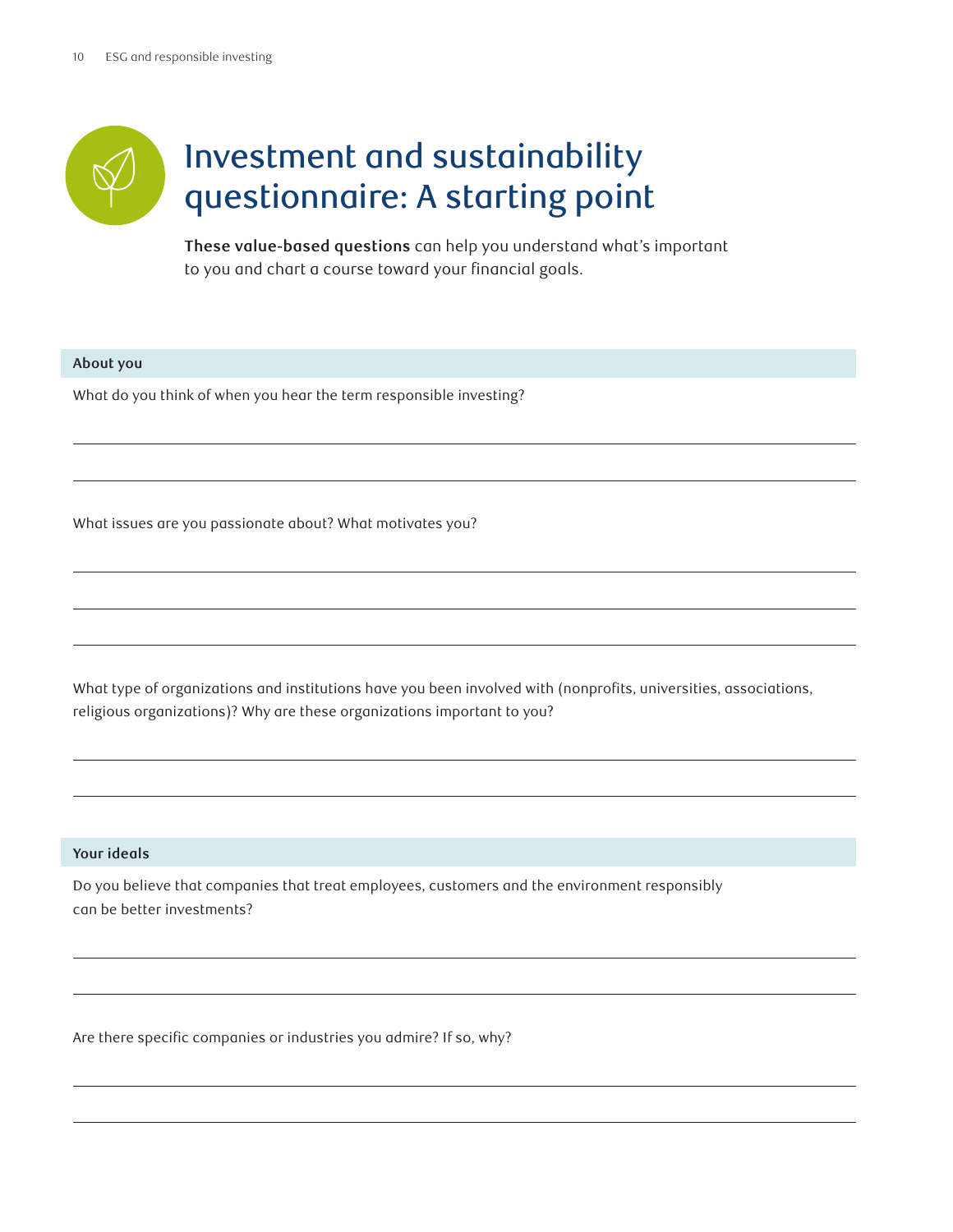# Investment and sustainability questionnaire: A starting point

**These value-based questions** can help you understand what's important to you and chart a course toward your financial goals.

## About you

What do you think of when you hear the term responsible investing?

What issues are you passionate about? What motivates you?

What type of organizations and institutions have you been involved with (nonprofits, universities, associations, religious organizations)? Why are these organizations important to you?

## Your ideals

Do you believe that companies that treat employees, customers and the environment responsibly can be better investments?

Are there specific companies or industries you admire? If so, why?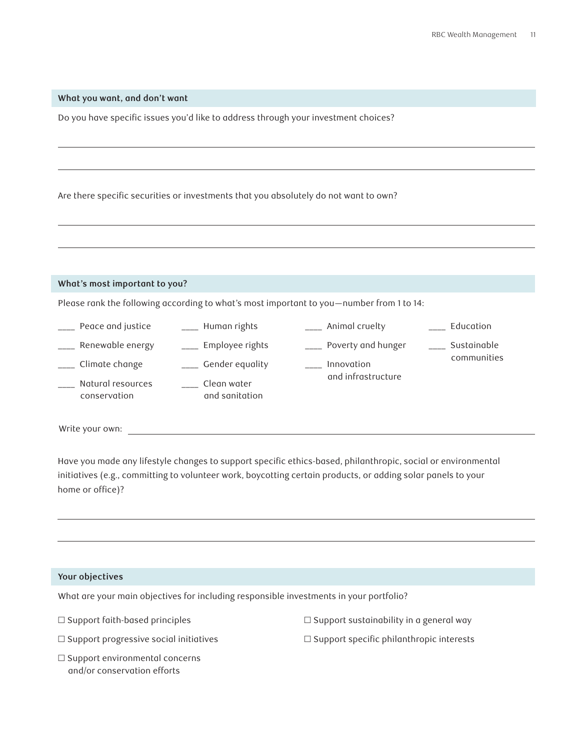### What you want, and don't want

Do you have specific issues you'd like to address through your investment choices?

\_\_\_\_\_\_\_\_\_\_\_\_\_\_\_\_\_\_\_\_\_\_\_\_\_\_\_\_\_\_\_\_\_\_\_\_\_\_\_\_\_\_\_\_\_\_\_\_\_\_\_\_\_\_\_\_\_\_\_\_

\_\_\_\_\_\_\_\_\_\_\_\_\_\_\_\_\_\_\_\_\_\_\_\_\_\_\_\_\_\_\_\_\_\_\_\_\_\_\_\_\_\_\_\_\_\_\_\_\_\_\_\_\_\_\_\_\_\_\_\_

Are there specific securities or investments that you absolutely do not want to own?

\_\_\_\_\_\_\_\_\_\_\_\_\_\_\_\_\_\_\_\_\_\_\_\_\_\_\_\_\_\_\_\_\_\_\_\_\_\_\_\_\_\_\_\_\_\_\_\_\_\_\_\_\_\_\_\_\_\_\_\_

\_\_\_\_\_\_\_\_\_\_\_\_\_\_\_\_\_\_\_\_\_\_\_\_\_\_\_\_\_\_\_\_\_\_\_\_\_\_\_\_\_\_\_\_\_\_\_\_\_\_\_\_\_\_\_\_\_\_\_\_

### What's most important to you?

Please rank the following according to what's most important to you—number from 1 to 14:

- \_\_\_\_ Peace and justice
- \_\_\_\_ Renewable energy
- \_\_\_\_ Climate change
- \_\_\_\_ Natural resources conservation
- \_\_\_\_ Human rights
- \_\_\_\_ Employee rights
- \_\_\_\_ Gender equality
- \_\_\_\_ Clean water and sanitation
- \_\_\_\_ Animal cruelty
- \_\_\_\_ Poverty and hunger
- \_\_\_\_ Innovation and infrastructure
- \_\_\_\_ Education
- \_\_\_\_ Sustainable communities

Write your own: \_\_\_\_\_\_\_\_\_\_\_\_\_\_\_\_\_\_\_\_\_\_\_\_\_\_\_\_\_\_\_\_\_\_\_\_\_\_\_\_\_\_\_\_\_\_\_\_

Have you made any lifestyle changes to support specific ethics-based, philanthropic, social or environmental initiatives (e.g., committing to volunteer work, boycotting certain products, or adding solar panels to your home or office)?

\_\_\_\_\_\_\_\_\_\_\_\_\_\_\_\_\_\_\_\_\_\_\_\_\_\_\_\_\_\_\_\_\_\_\_\_\_\_\_\_\_\_\_\_\_\_\_\_\_\_\_\_\_\_\_\_\_\_\_\_

\_\_\_\_\_\_\_\_\_\_\_\_\_\_\_\_\_\_\_\_\_\_\_\_\_\_\_\_\_\_\_\_\_\_\_\_\_\_\_\_\_\_\_\_\_\_\_\_\_\_\_\_\_\_\_\_\_\_\_\_

### Your objectives

What are your main objectives for including responsible investments in your portfolio?

- ☐ Support faith-based principles
- ☐ Support progressive social initiatives
- ☐ Support environmental concerns and/or conservation efforts
- ☐ Support sustainability in a general way
- ☐ Support specific philanthropic interests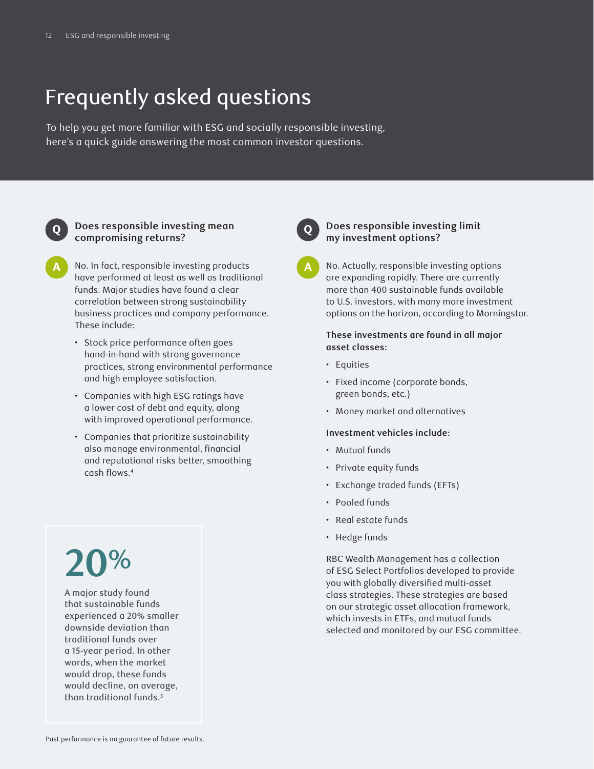# Frequently asked questions

To help you get more familiar with ESG and socially responsible investing, here's a quick guide answering the most common investor questions.

### Q: Does responsible investing mean compromising returns?

**A:** No. In fact, responsible investing products have performed at least as well as traditional funds. Major studies have found a clear correlation between strong sustainability business practices and company performance. These include:

- Stock price performance often goes hand-in-hand with strong governance practices, strong environmental performance and high employee satisfaction.
- Companies with high ESG ratings have a lower cost of debt and equity, along with improved operational performance.
- Companies that prioritize sustainability also manage environmental, financial and reputational risks better, smoothing cash flows.[4]

**20%**

A major study found that sustainable funds experienced a 20% smaller downside deviation than traditional funds over a 15-year period. In other words, when the market would drop, these funds would decline, on average, than traditional funds.[5]

### Q: Does responsible investing limit my investment options?

**A:** No. Actually, responsible investing options are expanding rapidly. There are currently more than 400 sustainable funds available to U.S. investors, with many more investment options on the horizon, according to Morningstar.

**These investments are found in all major asset classes:**

- Equities
- Fixed income (corporate bonds, green bonds, etc.)
- Money market and alternatives

**Investment vehicles include:**

- Mutual funds
- Private equity funds
- Exchange traded funds (EFTs)
- Pooled funds
- Real estate funds
- Hedge funds

RBC Wealth Management has a collection of ESG Select Portfolios developed to provide you with globally diversified multi-asset class strategies. These strategies are based on our strategic asset allocation framework, which invests in ETFs, and mutual funds selected and monitored by our ESG committee.

Past performance is no guarantee of future results.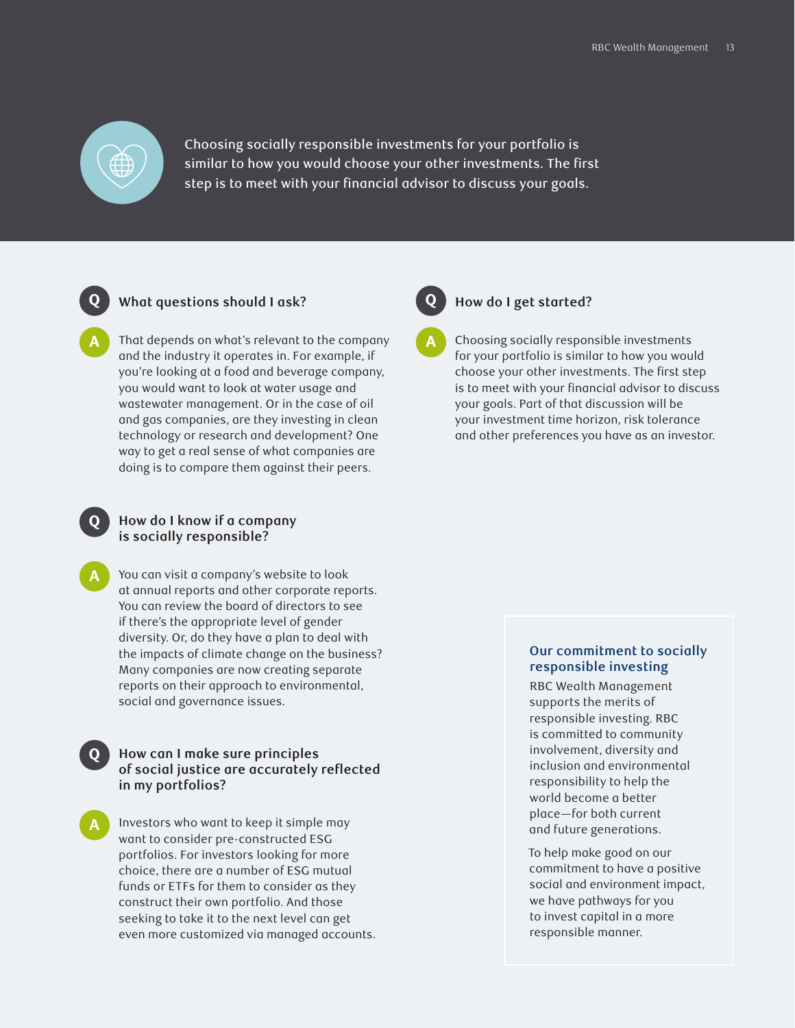Choosing socially responsible investments for your portfolio is similar to how you would choose your other investments. The first step is to meet with your financial advisor to discuss your goals.

**Q** **What questions should I ask?**

**A** That depends on what's relevant to the company and the industry it operates in. For example, if you're looking at a food and beverage company, you would want to look at water usage and wastewater management. Or in the case of oil and gas companies, are they investing in clean technology or research and development? One way to get a real sense of what companies are doing is to compare them against their peers.

**Q** **How do I know if a company is socially responsible?**

**A** You can visit a company's website to look at annual reports and other corporate reports. You can review the board of directors to see if there's the appropriate level of gender diversity. Or, do they have a plan to deal with the impacts of climate change on the business? Many companies are now creating separate reports on their approach to environmental, social and governance issues.

**Q** **How can I make sure principles of social justice are accurately reflected in my portfolios?**

**A** Investors who want to keep it simple may want to consider pre-constructed ESG portfolios. For investors looking for more choice, there are a number of ESG mutual funds or ETFs for them to consider as they construct their own portfolio. And those seeking to take it to the next level can get even more customized via managed accounts.

**Q** **How do I get started?**

**A** Choosing socially responsible investments for your portfolio is similar to how you would choose your other investments. The first step is to meet with your financial advisor to discuss your goals. Part of that discussion will be your investment time horizon, risk tolerance and other preferences you have as an investor.

### Our commitment to socially responsible investing

RBC Wealth Management supports the merits of responsible investing. RBC is committed to community involvement, diversity and inclusion and environmental responsibility to help the world become a better place—for both current and future generations.

To help make good on our commitment to have a positive social and environment impact, we have pathways for you to invest capital in a more responsible manner.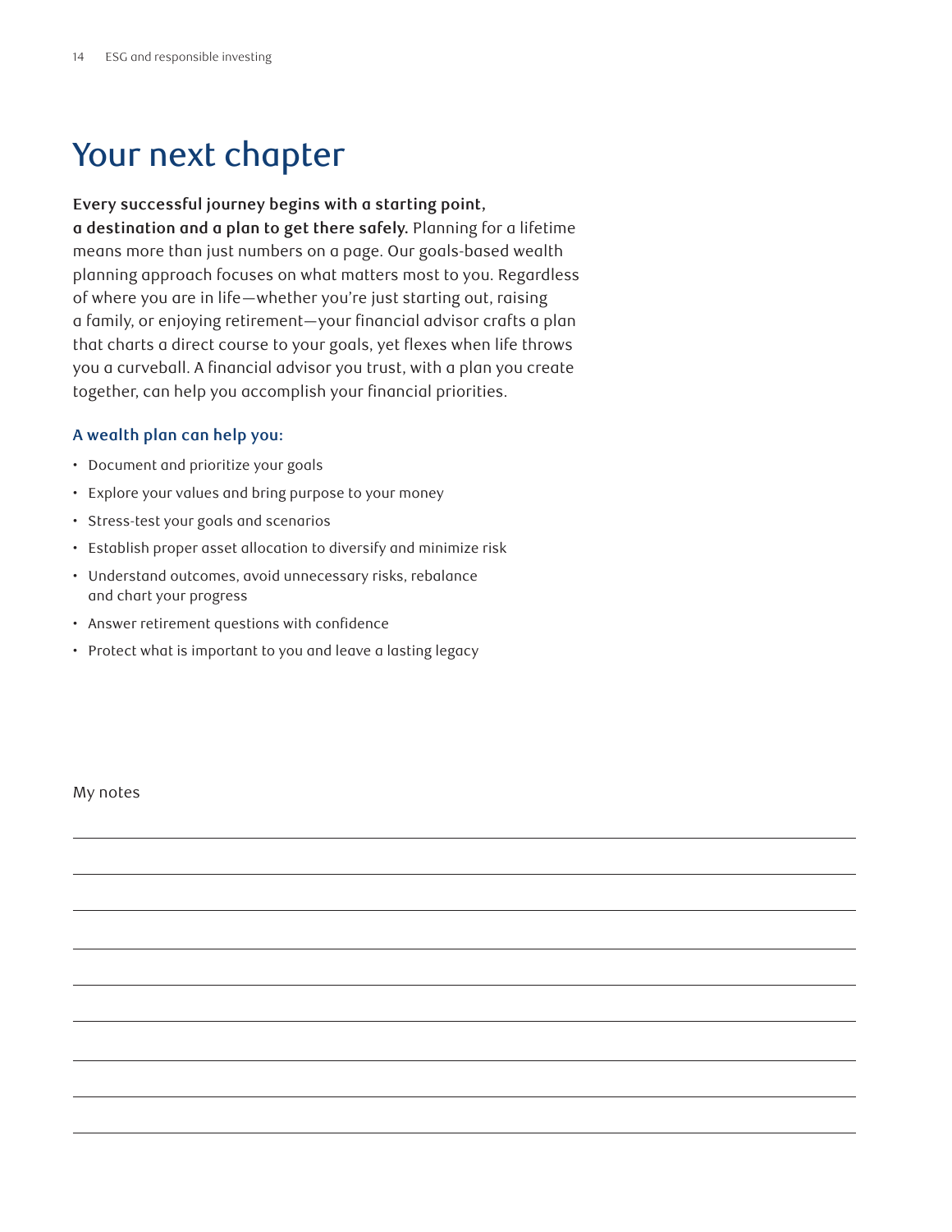# Your next chapter

**Every successful journey begins with a starting point, a destination and a plan to get there safely.** Planning for a lifetime means more than just numbers on a page. Our goals-based wealth planning approach focuses on what matters most to you. Regardless of where you are in life—whether you're just starting out, raising a family, or enjoying retirement—your financial advisor crafts a plan that charts a direct course to your goals, yet flexes when life throws you a curveball. A financial advisor you trust, with a plan you create together, can help you accomplish your financial priorities.

### A wealth plan can help you:

- Document and prioritize your goals
- Explore your values and bring purpose to your money
- Stress-test your goals and scenarios
- Establish proper asset allocation to diversify and minimize risk
- Understand outcomes, avoid unnecessary risks, rebalance and chart your progress
- Answer retirement questions with confidence
- Protect what is important to you and leave a lasting legacy

My notes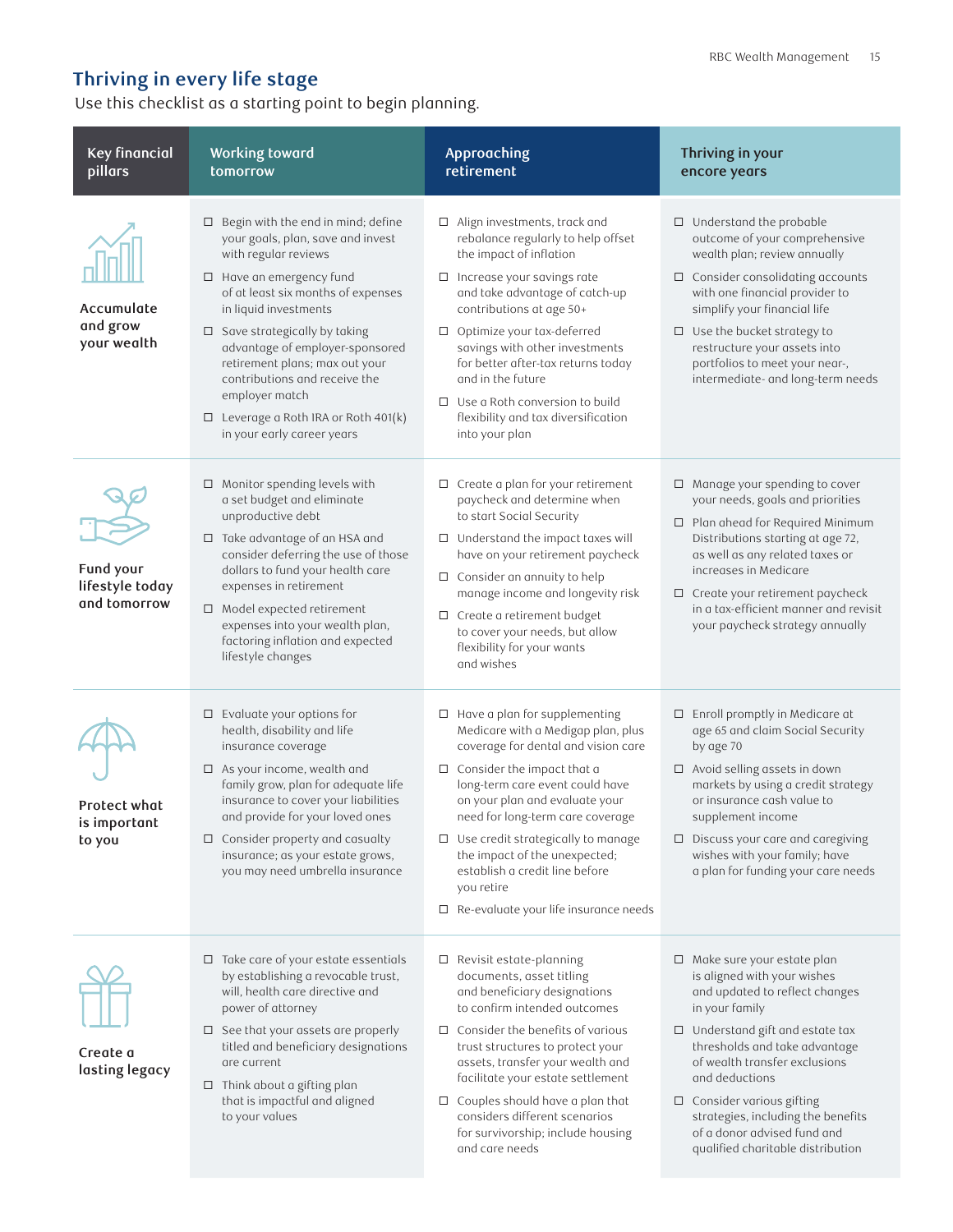## Thriving in every life stage

Use this checklist as a starting point to begin planning.

| Key financial pillars | Working toward tomorrow | Approaching retirement | Thriving in your encore years |
|---|---|---|---|
| **Accumulate and grow your wealth** | ☐ Begin with the end in mind; define your goals, plan, save and invest with regular reviews<br>☐ Have an emergency fund of at least six months of expenses in liquid investments<br>☐ Save strategically by taking advantage of employer-sponsored retirement plans; max out your contributions and receive the employer match<br>☐ Leverage a Roth IRA or Roth 401(k) in your early career years | ☐ Align investments, track and rebalance regularly to help offset the impact of inflation<br>☐ Increase your savings rate and take advantage of catch-up contributions at age 50+<br>☐ Optimize your tax-deferred savings with other investments for better after-tax returns today and in the future<br>☐ Use a Roth conversion to build flexibility and tax diversification into your plan | ☐ Understand the probable outcome of your comprehensive wealth plan; review annually<br>☐ Consider consolidating accounts with one financial provider to simplify your financial life<br>☐ Use the bucket strategy to restructure your assets into portfolios to meet your near-, intermediate- and long-term needs |
| **Fund your lifestyle today and tomorrow** | ☐ Monitor spending levels with a set budget and eliminate unproductive debt<br>☐ Take advantage of an HSA and consider deferring the use of those dollars to fund your health care expenses in retirement<br>☐ Model expected retirement expenses into your wealth plan, factoring inflation and expected lifestyle changes | ☐ Create a plan for your retirement paycheck and determine when to start Social Security<br>☐ Understand the impact taxes will have on your retirement paycheck<br>☐ Consider an annuity to help manage income and longevity risk<br>☐ Create a retirement budget to cover your needs, but allow flexibility for your wants and wishes | ☐ Manage your spending to cover your needs, goals and priorities<br>☐ Plan ahead for Required Minimum Distributions starting at age 72, as well as any related taxes or increases in Medicare<br>☐ Create your retirement paycheck in a tax-efficient manner and revisit your paycheck strategy annually |
| **Protect what is important to you** | ☐ Evaluate your options for health, disability and life insurance coverage<br>☐ As your income, wealth and family grow, plan for adequate life insurance to cover your liabilities and provide for your loved ones<br>☐ Consider property and casualty insurance; as your estate grows, you may need umbrella insurance | ☐ Have a plan for supplementing Medicare with a Medigap plan, plus coverage for dental and vision care<br>☐ Consider the impact that a long-term care event could have on your plan and evaluate your need for long-term care coverage<br>☐ Use credit strategically to manage the impact of the unexpected; establish a credit line before you retire<br>☐ Re-evaluate your life insurance needs | ☐ Enroll promptly in Medicare at age 65 and claim Social Security by age 70<br>☐ Avoid selling assets in down markets by using a credit strategy or insurance cash value to supplement income<br>☐ Discuss your care and caregiving wishes with your family; have a plan for funding your care needs |
| **Create a lasting legacy** | ☐ Take care of your estate essentials by establishing a revocable trust, will, health care directive and power of attorney<br>☐ See that your assets are properly titled and beneficiary designations are current<br>☐ Think about a gifting plan that is impactful and aligned to your values | ☐ Revisit estate-planning documents, asset titling and beneficiary designations to confirm intended outcomes<br>☐ Consider the benefits of various trust structures to protect your assets, transfer your wealth and facilitate your estate settlement<br>☐ Couples should have a plan that considers different scenarios for survivorship; include housing and care needs | ☐ Make sure your estate plan is aligned with your wishes and updated to reflect changes in your family<br>☐ Understand gift and estate tax thresholds and take advantage of wealth transfer exclusions and deductions<br>☐ Consider various gifting strategies, including the benefits of a donor advised fund and qualified charitable distribution |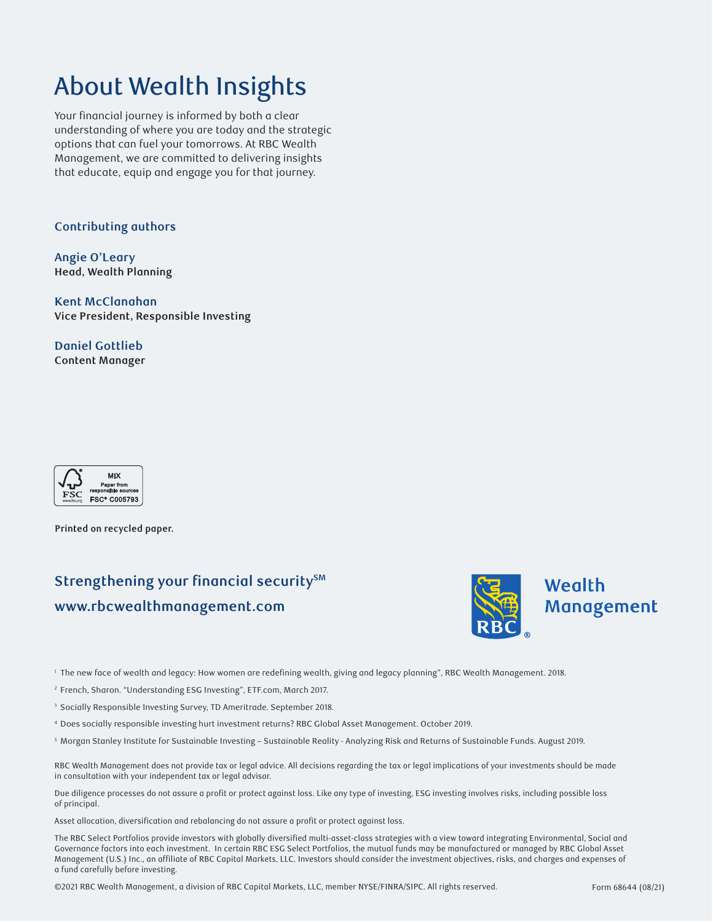# About Wealth Insights

Your financial journey is informed by both a clear understanding of where you are today and the strategic options that can fuel your tomorrows. At RBC Wealth Management, we are committed to delivering insights that educate, equip and engage you for that journey.

## Contributing authors

**Angie O'Leary**
**Head, Wealth Planning**

**Kent McClanahan**
**Vice President, Responsible Investing**

**Daniel Gottlieb**
**Content Manager**

MIX
Paper from responsible sources
FSC® C005793

**Printed on recycled paper.**

**Strengthening your financial security℠**
**www.rbcwealthmanagement.com**

RBC Wealth Management

[1] The new face of wealth and legacy: How women are redefining wealth, giving and legacy planning", RBC Wealth Management. 2018.

[2] French, Sharon. "Understanding ESG Investing", ETF.com, March 2017.

[3] Socially Responsible Investing Survey, TD Ameritrade. September 2018.

[4] Does socially responsible investing hurt investment returns? RBC Global Asset Management. October 2019.

[5] Morgan Stanley Institute for Sustainable Investing – Sustainable Reality - Analyzing Risk and Returns of Sustainable Funds. August 2019.

RBC Wealth Management does not provide tax or legal advice. All decisions regarding the tax or legal implications of your investments should be made in consultation with your independent tax or legal advisor.

Due diligence processes do not assure a profit or protect against loss. Like any type of investing, ESG investing involves risks, including possible loss of principal.

Asset allocation, diversification and rebalancing do not assure a profit or protect against loss.

The RBC Select Portfolios provide investors with globally diversified multi-asset-class strategies with a view toward integrating Environmental, Social and Governance factors into each investment. In certain RBC ESG Select Portfolios, the mutual funds may be manufactured or managed by RBC Global Asset Management (U.S.) Inc., an affiliate of RBC Capital Markets, LLC. Investors should consider the investment objectives, risks, and charges and expenses of a fund carefully before investing.

©2021 RBC Wealth Management, a division of RBC Capital Markets, LLC, member NYSE/FINRA/SIPC. All rights reserved.

Form 68644 (08/21)